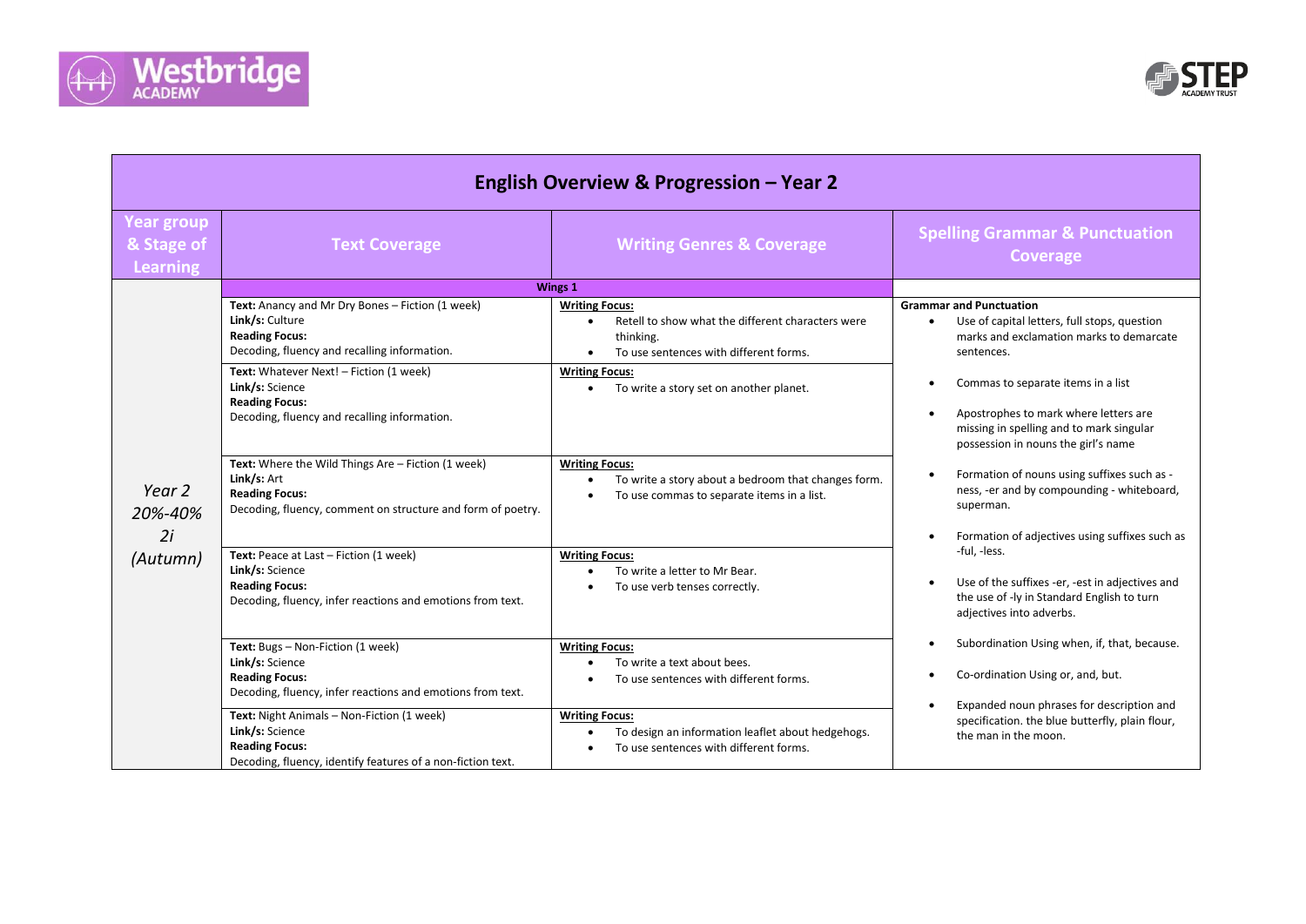# English Overview & Progression – Year 2

| Year group & Stage of Learning | Text Coverage | Writing Genres & Coverage | Spelling Grammar & Punctuation Coverage |
|---|---|---|---|
| | **Wings 1** | | |
| *Year 2 20%-40% 2i (Autumn)* | **Text:** Anancy and Mr Dry Bones – Fiction (1 week)<br>**Link/s:** Culture<br>**Reading Focus:**<br>Decoding, fluency and recalling information. | **Writing Focus:**<br>• Retell to show what the different characters were thinking.<br>• To use sentences with different forms. | **Grammar and Punctuation**<br>• Use of capital letters, full stops, question marks and exclamation marks to demarcate sentences.<br>• Commas to separate items in a list<br>• Apostrophes to mark where letters are missing in spelling and to mark singular possession in nouns the girl's name<br>• Formation of nouns using suffixes such as -ness, -er and by compounding - whiteboard, superman.<br>• Formation of adjectives using suffixes such as -ful, -less.<br>• Use of the suffixes -er, -est in adjectives and the use of -ly in Standard English to turn adjectives into adverbs.<br>• Subordination Using when, if, that, because.<br>• Co-ordination Using or, and, but.<br>• Expanded noun phrases for description and specification. the blue butterfly, plain flour, the man in the moon. |
| | **Text:** Whatever Next! – Fiction (1 week)<br>**Link/s:** Science<br>**Reading Focus:**<br>Decoding, fluency and recalling information. | **Writing Focus:**<br>• To write a story set on another planet. | |
| | **Text:** Where the Wild Things Are – Fiction (1 week)<br>**Link/s:** Art<br>**Reading Focus:**<br>Decoding, fluency, comment on structure and form of poetry. | **Writing Focus:**<br>• To write a story about a bedroom that changes form.<br>• To use commas to separate items in a list. | |
| | **Text:** Peace at Last – Fiction (1 week)<br>**Link/s:** Science<br>**Reading Focus:**<br>Decoding, fluency, infer reactions and emotions from text. | **Writing Focus:**<br>• To write a letter to Mr Bear.<br>• To use verb tenses correctly. | |
| | **Text:** Bugs – Non-Fiction (1 week)<br>**Link/s:** Science<br>**Reading Focus:**<br>Decoding, fluency, infer reactions and emotions from text. | **Writing Focus:**<br>• To write a text about bees.<br>• To use sentences with different forms. | |
| | **Text:** Night Animals – Non-Fiction (1 week)<br>**Link/s:** Science<br>**Reading Focus:**<br>Decoding, fluency, identify features of a non-fiction text. | **Writing Focus:**<br>• To design an information leaflet about hedgehogs.<br>• To use sentences with different forms. | |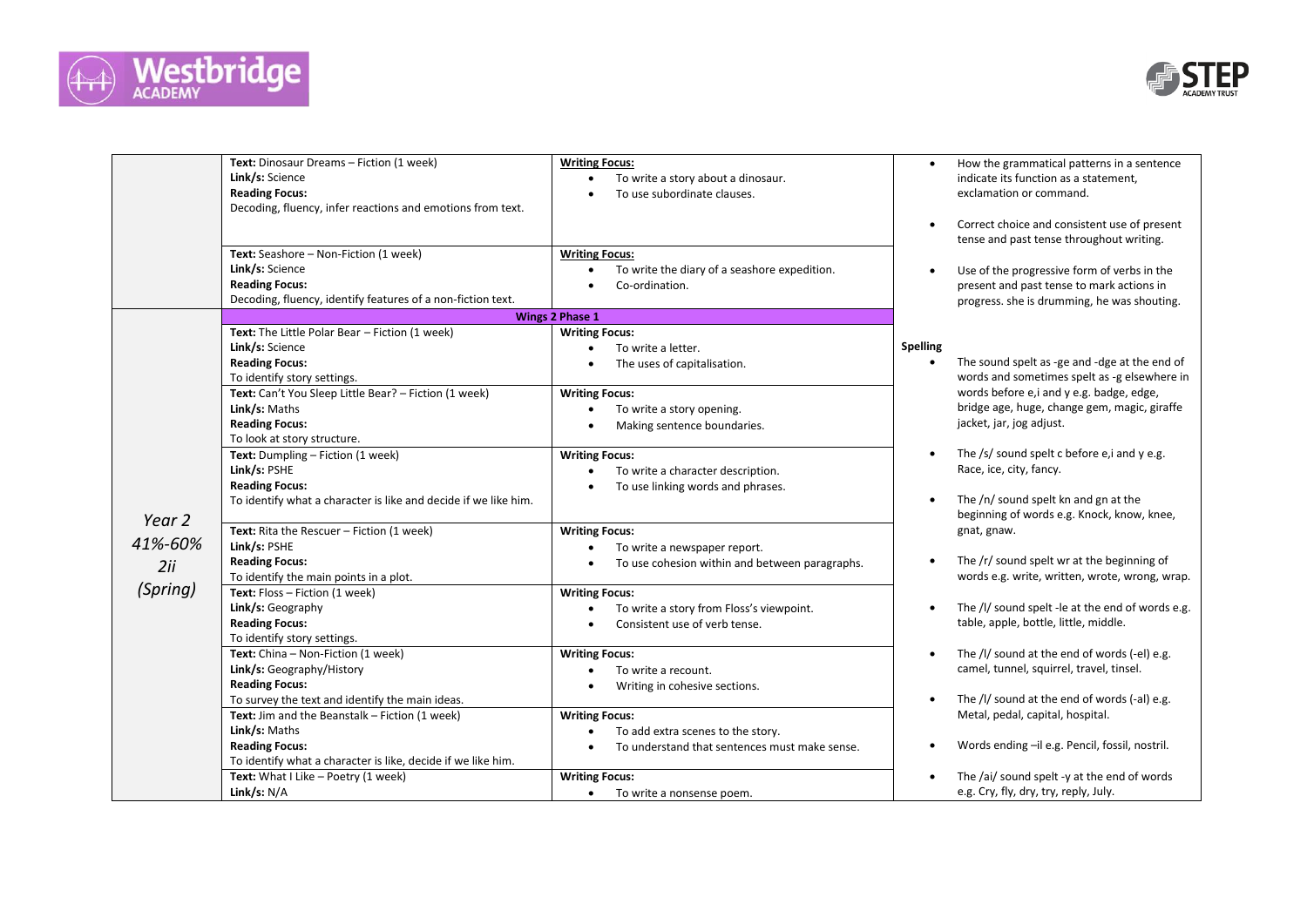| | | | |
|---|---|---|---|
| | **Text:** Dinosaur Dreams – Fiction (1 week)<br>**Link/s:** Science<br>**Reading Focus:**<br>Decoding, fluency, infer reactions and emotions from text. | **Writing Focus:**<br>• To write a story about a dinosaur.<br>• To use subordinate clauses. | • How the grammatical patterns in a sentence indicate its function as a statement, exclamation or command.<br>• Correct choice and consistent use of present tense and past tense throughout writing.<br>• Use of the progressive form of verbs in the present and past tense to mark actions in progress. she is drumming, he was shouting.<br><br>**Spelling**<br>• The sound spelt as -ge and -dge at the end of words and sometimes spelt as -g elsewhere in words before e,i and y e.g. badge, edge, bridge age, huge, change gem, magic, giraffe jacket, jar, jog adjust.<br>• The /s/ sound spelt c before e,i and y e.g. Race, ice, city, fancy.<br>• The /n/ sound spelt kn and gn at the beginning of words e.g. Knock, know, knee, gnat, gnaw.<br>• The /r/ sound spelt wr at the beginning of words e.g. write, written, wrote, wrong, wrap.<br>• The /l/ sound spelt -le at the end of words e.g. table, apple, bottle, little, middle.<br>• The /l/ sound at the end of words (-el) e.g. camel, tunnel, squirrel, travel, tinsel.<br>• The /l/ sound at the end of words (-al) e.g. Metal, pedal, capital, hospital.<br>• Words ending –il e.g. Pencil, fossil, nostril.<br>• The /ai/ sound spelt -y at the end of words e.g. Cry, fly, dry, try, reply, July. |
| | **Text:** Seashore – Non-Fiction (1 week)<br>**Link/s:** Science<br>**Reading Focus:**<br>Decoding, fluency, identify features of a non-fiction text. | **Writing Focus:**<br>• To write the diary of a seashore expedition.<br>• Co-ordination. | |
| *Year 2*<br>*41%-60%*<br>*2ii*<br>*(Spring)* | **Wings 2 Phase 1** | | |
| | **Text:** The Little Polar Bear – Fiction (1 week)<br>**Link/s:** Science<br>**Reading Focus:**<br>To identify story settings. | **Writing Focus:**<br>• To write a letter.<br>• The uses of capitalisation. | |
| | **Text:** Can't You Sleep Little Bear? – Fiction (1 week)<br>**Link/s:** Maths<br>**Reading Focus:**<br>To look at story structure. | **Writing Focus:**<br>• To write a story opening.<br>• Making sentence boundaries. | |
| | **Text:** Dumpling – Fiction (1 week)<br>**Link/s:** PSHE<br>**Reading Focus:**<br>To identify what a character is like and decide if we like him. | **Writing Focus:**<br>• To write a character description.<br>• To use linking words and phrases. | |
| | **Text:** Rita the Rescuer – Fiction (1 week)<br>**Link/s:** PSHE<br>**Reading Focus:**<br>To identify the main points in a plot. | **Writing Focus:**<br>• To write a newspaper report.<br>• To use cohesion within and between paragraphs. | |
| | **Text:** Floss – Fiction (1 week)<br>**Link/s:** Geography<br>**Reading Focus:**<br>To identify story settings. | **Writing Focus:**<br>• To write a story from Floss's viewpoint.<br>• Consistent use of verb tense. | |
| | **Text:** China – Non-Fiction (1 week)<br>**Link/s:** Geography/History<br>**Reading Focus:**<br>To survey the text and identify the main ideas. | **Writing Focus:**<br>• To write a recount.<br>• Writing in cohesive sections. | |
| | **Text:** Jim and the Beanstalk – Fiction (1 week)<br>**Link/s:** Maths<br>**Reading Focus:**<br>To identify what a character is like, decide if we like him. | **Writing Focus:**<br>• To add extra scenes to the story.<br>• To understand that sentences must make sense. | |
| | **Text:** What I Like – Poetry (1 week)<br>**Link/s:** N/A | **Writing Focus:**<br>• To write a nonsense poem. | |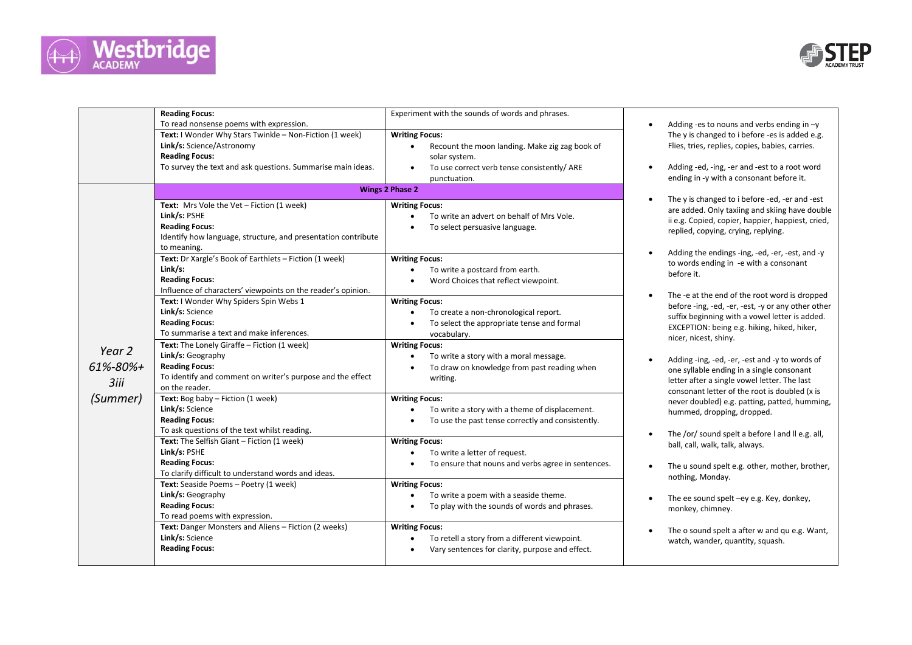| | | | |
|---|---|---|---|
| | **Reading Focus:** To read nonsense poems with expression. | Experiment with the sounds of words and phrases. | • Adding -es to nouns and verbs ending in –y The y is changed to i before -es is added e.g. Flies, tries, replies, copies, babies, carries. • Adding -ed, -ing, -er and -est to a root word ending in -y with a consonant before it. • The y is changed to i before -ed, -er and -est are added. Only taxiing and skiing have double ii e.g. Copied, copier, happier, happiest, cried, replied, copying, crying, replying. • Adding the endings -ing, -ed, -er, -est, and -y to words ending in -e with a consonant before it. • The -e at the end of the root word is dropped before -ing, -ed, -er, -est, -y or any other other suffix beginning with a vowel letter is added. EXCEPTION: being e.g. hiking, hiked, hiker, nicer, nicest, shiny. • Adding -ing, -ed, -er, -est and -y to words of one syllable ending in a single consonant letter after a single vowel letter. The last consonant letter of the root is doubled (x is never doubled) e.g. patting, patted, humming, hummed, dropping, dropped. • The /or/ sound spelt a before l and ll e.g. all, ball, call, walk, talk, always. • The u sound spelt e.g. other, mother, brother, nothing, Monday. • The ee sound spelt –ey e.g. Key, donkey, monkey, chimney. • The o sound spelt a after w and qu e.g. Want, watch, wander, quantity, squash. |
| | **Text:** I Wonder Why Stars Twinkle – Non-Fiction (1 week) **Link/s:** Science/Astronomy **Reading Focus:** To survey the text and ask questions. Summarise main ideas. | **Writing Focus:** • Recount the moon landing. Make zig zag book of solar system. • To use correct verb tense consistently/ ARE punctuation. | |
| *Year 2 61%-80%+ 3iii (Summer)* | **Wings 2 Phase 2** | | |
| | **Text:** Mrs Vole the Vet – Fiction (1 week) **Link/s:** PSHE **Reading Focus:** Identify how language, structure, and presentation contribute to meaning. | **Writing Focus:** • To write an advert on behalf of Mrs Vole. • To select persuasive language. | |
| | **Text:** Dr Xargle's Book of Earthlets – Fiction (1 week) **Link/s:** **Reading Focus:** Influence of characters' viewpoints on the reader's opinion. | **Writing Focus:** • To write a postcard from earth. • Word Choices that reflect viewpoint. | |
| | **Text:** I Wonder Why Spiders Spin Webs 1 **Link/s:** Science **Reading Focus:** To summarise a text and make inferences. | **Writing Focus:** • To create a non-chronological report. • To select the appropriate tense and formal vocabulary. | |
| | **Text:** The Lonely Giraffe – Fiction (1 week) **Link/s:** Geography **Reading Focus:** To identify and comment on writer's purpose and the effect on the reader. | **Writing Focus:** • To write a story with a moral message. • To draw on knowledge from past reading when writing. | |
| | **Text:** Bog baby – Fiction (1 week) **Link/s:** Science **Reading Focus:** To ask questions of the text whilst reading. | **Writing Focus:** • To write a story with a theme of displacement. • To use the past tense correctly and consistently. | |
| | **Text:** The Selfish Giant – Fiction (1 week) **Link/s:** PSHE **Reading Focus:** To clarify difficult to understand words and ideas. | **Writing Focus:** • To write a letter of request. • To ensure that nouns and verbs agree in sentences. | |
| | **Text:** Seaside Poems – Poetry (1 week) **Link/s:** Geography **Reading Focus:** To read poems with expression. | **Writing Focus:** • To write a poem with a seaside theme. • To play with the sounds of words and phrases. | |
| | **Text:** Danger Monsters and Aliens – Fiction (2 weeks) **Link/s:** Science **Reading Focus:** | **Writing Focus:** • To retell a story from a different viewpoint. • Vary sentences for clarity, purpose and effect. | |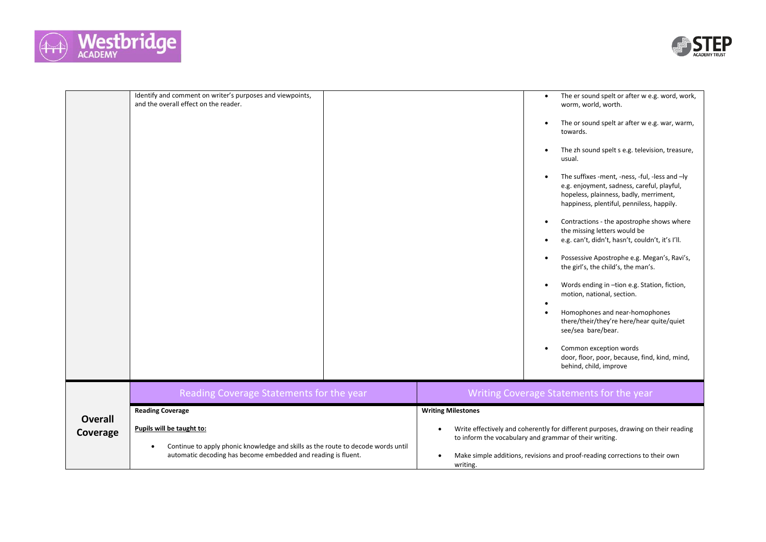| | | | |
|---|---|---|---|
| | Identify and comment on writer's purposes and viewpoints, and the overall effect on the reader. | | • The er sound spelt or after w e.g. word, work, worm, world, worth.<br><br>• The or sound spelt ar after w e.g. war, warm, towards.<br><br>• The zh sound spelt s e.g. television, treasure, usual.<br><br>• The suffixes -ment, -ness, -ful, -less and –ly e.g. enjoyment, sadness, careful, playful, hopeless, plainness, badly, merriment, happiness, plentiful, penniless, happily.<br><br>• Contractions - the apostrophe shows where the missing letters would be<br>• e.g. can't, didn't, hasn't, couldn't, it's I'll.<br><br>• Possessive Apostrophe e.g. Megan's, Ravi's, the girl's, the child's, the man's.<br><br>• Words ending in –tion e.g. Station, fiction, motion, national, section.<br>•<br>• Homophones and near-homophones there/their/they're here/hear quite/quiet see/sea bare/bear.<br><br>• Common exception words door, floor, poor, because, find, kind, mind, behind, child, improve |

| | Reading Coverage Statements for the year | Writing Coverage Statements for the year |
|---|---|---|
| **Overall Coverage** | **Reading Coverage**<br><br>**Pupils will be taught to:**<br><br>• Continue to apply phonic knowledge and skills as the route to decode words until automatic decoding has become embedded and reading is fluent. | **Writing Milestones**<br><br>• Write effectively and coherently for different purposes, drawing on their reading to inform the vocabulary and grammar of their writing.<br><br>• Make simple additions, revisions and proof-reading corrections to their own writing. |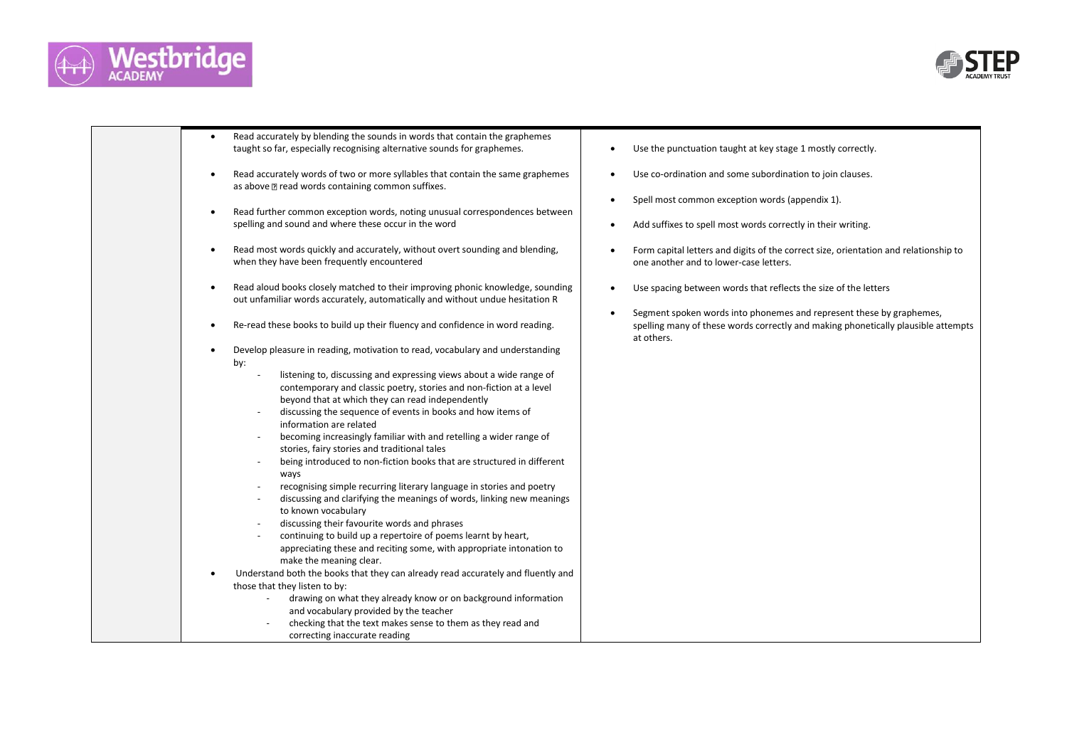| | Reading | Writing |
|---|---|---|
| | • Read accurately by blending the sounds in words that contain the graphemes taught so far, especially recognising alternative sounds for graphemes.<br><br>• Read accurately words of two or more syllables that contain the same graphemes as above  read words containing common suffixes.<br><br>• Read further common exception words, noting unusual correspondences between spelling and sound and where these occur in the word<br><br>• Read most words quickly and accurately, without overt sounding and blending, when they have been frequently encountered<br><br>• Read aloud books closely matched to their improving phonic knowledge, sounding out unfamiliar words accurately, automatically and without undue hesitation R<br><br>• Re-read these books to build up their fluency and confidence in word reading.<br><br>• Develop pleasure in reading, motivation to read, vocabulary and understanding by:<br>- listening to, discussing and expressing views about a wide range of contemporary and classic poetry, stories and non-fiction at a level beyond that at which they can read independently<br>- discussing the sequence of events in books and how items of information are related<br>- becoming increasingly familiar with and retelling a wider range of stories, fairy stories and traditional tales<br>- being introduced to non-fiction books that are structured in different ways<br>- recognising simple recurring literary language in stories and poetry<br>- discussing and clarifying the meanings of words, linking new meanings to known vocabulary<br>- discussing their favourite words and phrases<br>- continuing to build up a repertoire of poems learnt by heart, appreciating these and reciting some, with appropriate intonation to make the meaning clear.<br><br>• Understand both the books that they can already read accurately and fluently and those that they listen to by:<br>- drawing on what they already know or on background information and vocabulary provided by the teacher<br>- checking that the text makes sense to them as they read and correcting inaccurate reading | • Use the punctuation taught at key stage 1 mostly correctly.<br><br>• Use co-ordination and some subordination to join clauses.<br><br>• Spell most common exception words (appendix 1).<br><br>• Add suffixes to spell most words correctly in their writing.<br><br>• Form capital letters and digits of the correct size, orientation and relationship to one another and to lower-case letters.<br><br>• Use spacing between words that reflects the size of the letters<br><br>• Segment spoken words into phonemes and represent these by graphemes, spelling many of these words correctly and making phonetically plausible attempts at others. |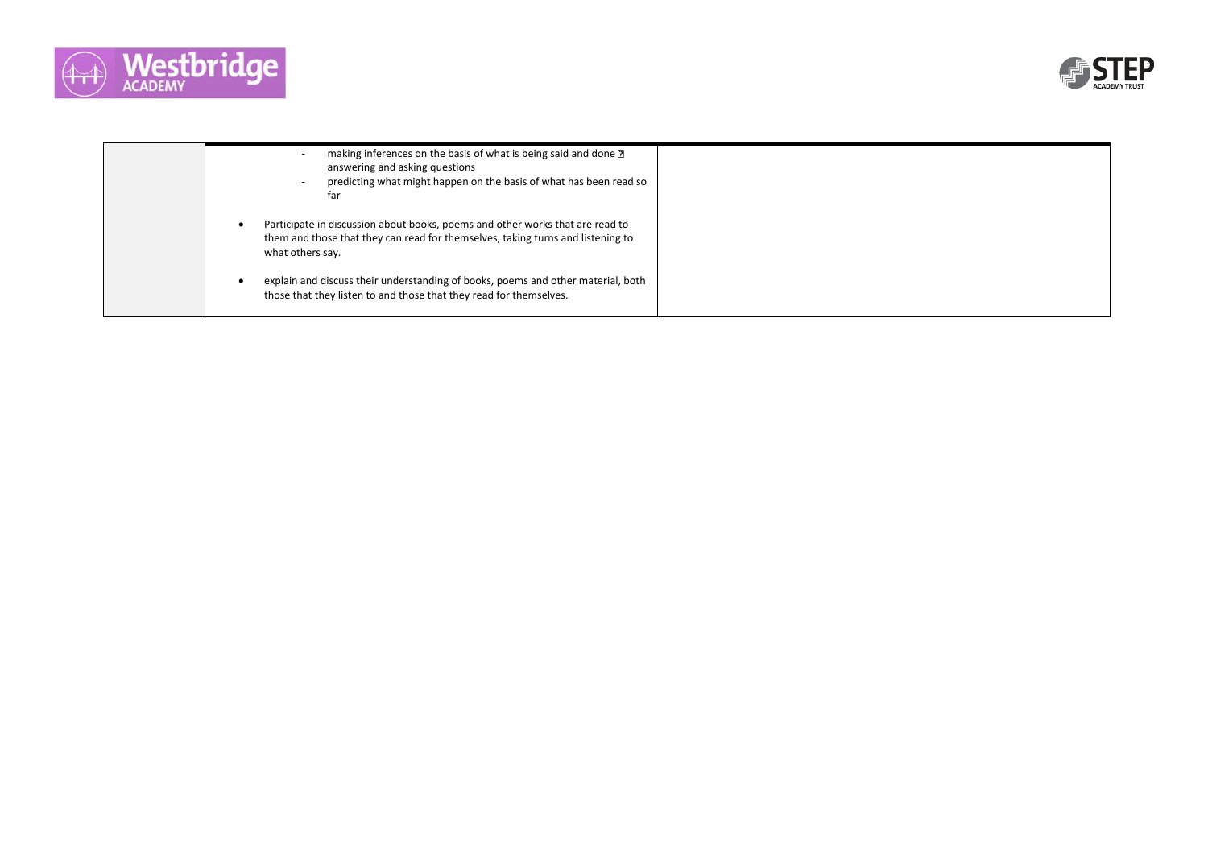| | | |
|---|---|---|
| | - making inferences on the basis of what is being said and done  answering and asking questions<br>- predicting what might happen on the basis of what has been read so far<br><br>• Participate in discussion about books, poems and other works that are read to them and those that they can read for themselves, taking turns and listening to what others say.<br><br>• explain and discuss their understanding of books, poems and other material, both those that they listen to and those that they read for themselves. | |